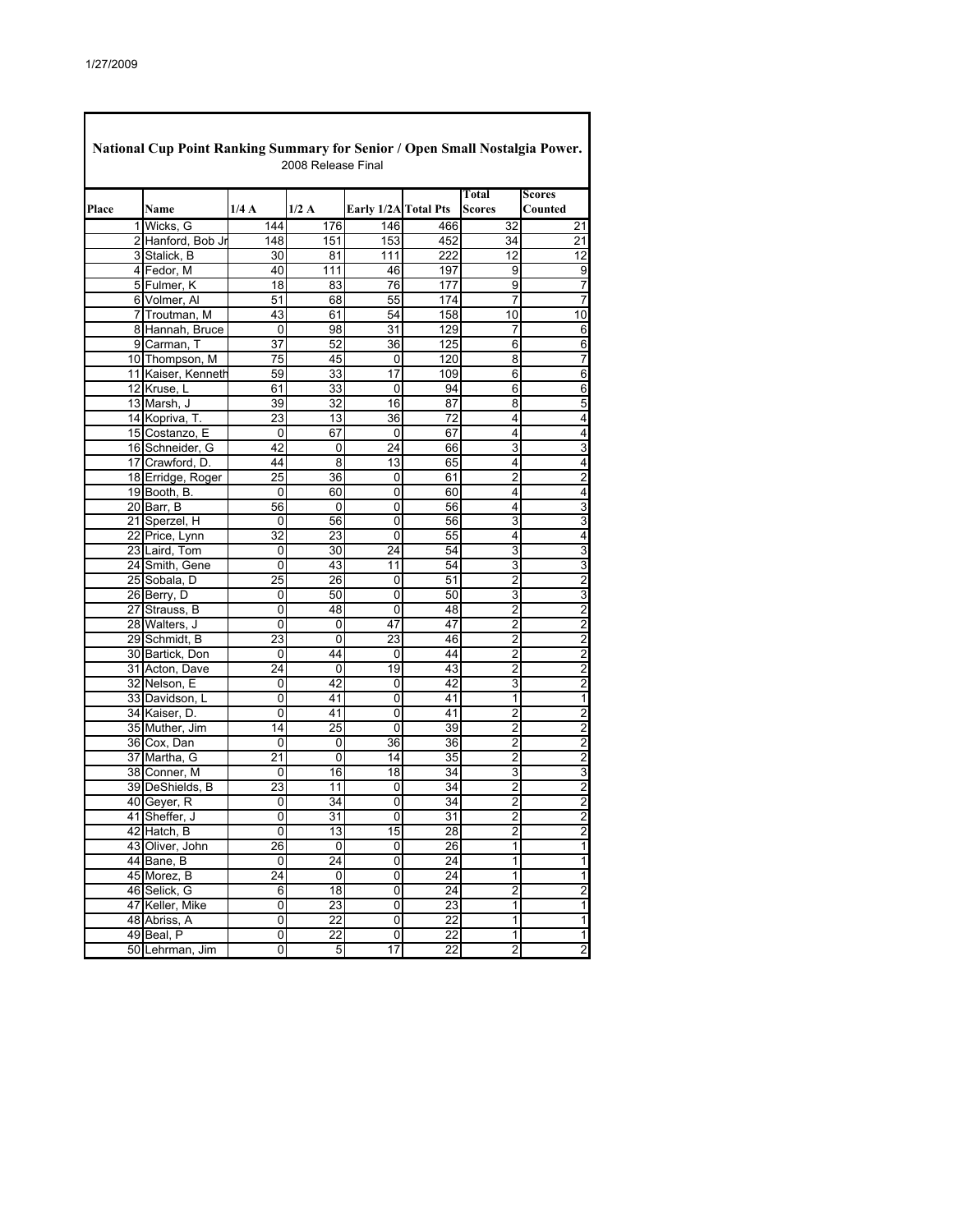1/27/2009

## National Cup Point Ranking Summary for Senior / Open Small Nostalgia Power.

2008 Release Final

| Place | Name | 1/4 A | 1/2 A | Early 1/2A | Total Pts | Total Scores | Scores Counted |
|---|---|---|---|---|---|---|---|
| 1 | Wicks, G | 144 | 176 | 146 | 466 | 32 | 21 |
| 2 | Hanford, Bob Jr | 148 | 151 | 153 | 452 | 34 | 21 |
| 3 | Stalick, B | 30 | 81 | 111 | 222 | 12 | 12 |
| 4 | Fedor, M | 40 | 111 | 46 | 197 | 9 | 9 |
| 5 | Fulmer, K | 18 | 83 | 76 | 177 | 9 | 7 |
| 6 | Volmer, Al | 51 | 68 | 55 | 174 | 7 | 7 |
| 7 | Troutman, M | 43 | 61 | 54 | 158 | 10 | 10 |
| 8 | Hannah, Bruce | 0 | 98 | 31 | 129 | 7 | 6 |
| 9 | Carman, T | 37 | 52 | 36 | 125 | 6 | 6 |
| 10 | Thompson, M | 75 | 45 | 0 | 120 | 8 | 7 |
| 11 | Kaiser, Kenneth | 59 | 33 | 17 | 109 | 6 | 6 |
| 12 | Kruse, L | 61 | 33 | 0 | 94 | 6 | 6 |
| 13 | Marsh, J | 39 | 32 | 16 | 87 | 8 | 5 |
| 14 | Kopriva, T. | 23 | 13 | 36 | 72 | 4 | 4 |
| 15 | Costanzo, E | 0 | 67 | 0 | 67 | 4 | 4 |
| 16 | Schneider, G | 42 | 0 | 24 | 66 | 3 | 3 |
| 17 | Crawford, D. | 44 | 8 | 13 | 65 | 4 | 4 |
| 18 | Erridge, Roger | 25 | 36 | 0 | 61 | 2 | 2 |
| 19 | Booth, B. | 0 | 60 | 0 | 60 | 4 | 4 |
| 20 | Barr, B | 56 | 0 | 0 | 56 | 4 | 3 |
| 21 | Sperzel, H | 0 | 56 | 0 | 56 | 3 | 3 |
| 22 | Price, Lynn | 32 | 23 | 0 | 55 | 4 | 4 |
| 23 | Laird, Tom | 0 | 30 | 24 | 54 | 3 | 3 |
| 24 | Smith, Gene | 0 | 43 | 11 | 54 | 3 | 3 |
| 25 | Sobala, D | 25 | 26 | 0 | 51 | 2 | 2 |
| 26 | Berry, D | 0 | 50 | 0 | 50 | 3 | 3 |
| 27 | Strauss, B | 0 | 48 | 0 | 48 | 2 | 2 |
| 28 | Walters, J | 0 | 0 | 47 | 47 | 2 | 2 |
| 29 | Schmidt, B | 23 | 0 | 23 | 46 | 2 | 2 |
| 30 | Bartick, Don | 0 | 44 | 0 | 44 | 2 | 2 |
| 31 | Acton, Dave | 24 | 0 | 19 | 43 | 2 | 2 |
| 32 | Nelson, E | 0 | 42 | 0 | 42 | 3 | 2 |
| 33 | Davidson, L | 0 | 41 | 0 | 41 | 1 | 1 |
| 34 | Kaiser, D. | 0 | 41 | 0 | 41 | 2 | 2 |
| 35 | Muther, Jim | 14 | 25 | 0 | 39 | 2 | 2 |
| 36 | Cox, Dan | 0 | 0 | 36 | 36 | 2 | 2 |
| 37 | Martha, G | 21 | 0 | 14 | 35 | 2 | 2 |
| 38 | Conner, M | 0 | 16 | 18 | 34 | 3 | 3 |
| 39 | DeShields, B | 23 | 11 | 0 | 34 | 2 | 2 |
| 40 | Geyer, R | 0 | 34 | 0 | 34 | 2 | 2 |
| 41 | Sheffer, J | 0 | 31 | 0 | 31 | 2 | 2 |
| 42 | Hatch, B | 0 | 13 | 15 | 28 | 2 | 2 |
| 43 | Oliver, John | 26 | 0 | 0 | 26 | 1 | 1 |
| 44 | Bane, B | 0 | 24 | 0 | 24 | 1 | 1 |
| 45 | Morez, B | 24 | 0 | 0 | 24 | 1 | 1 |
| 46 | Selick, G | 6 | 18 | 0 | 24 | 2 | 2 |
| 47 | Keller, Mike | 0 | 23 | 0 | 23 | 1 | 1 |
| 48 | Abriss, A | 0 | 22 | 0 | 22 | 1 | 1 |
| 49 | Beal, P | 0 | 22 | 0 | 22 | 1 | 1 |
| 50 | Lehrman, Jim | 0 | 5 | 17 | 22 | 2 | 2 |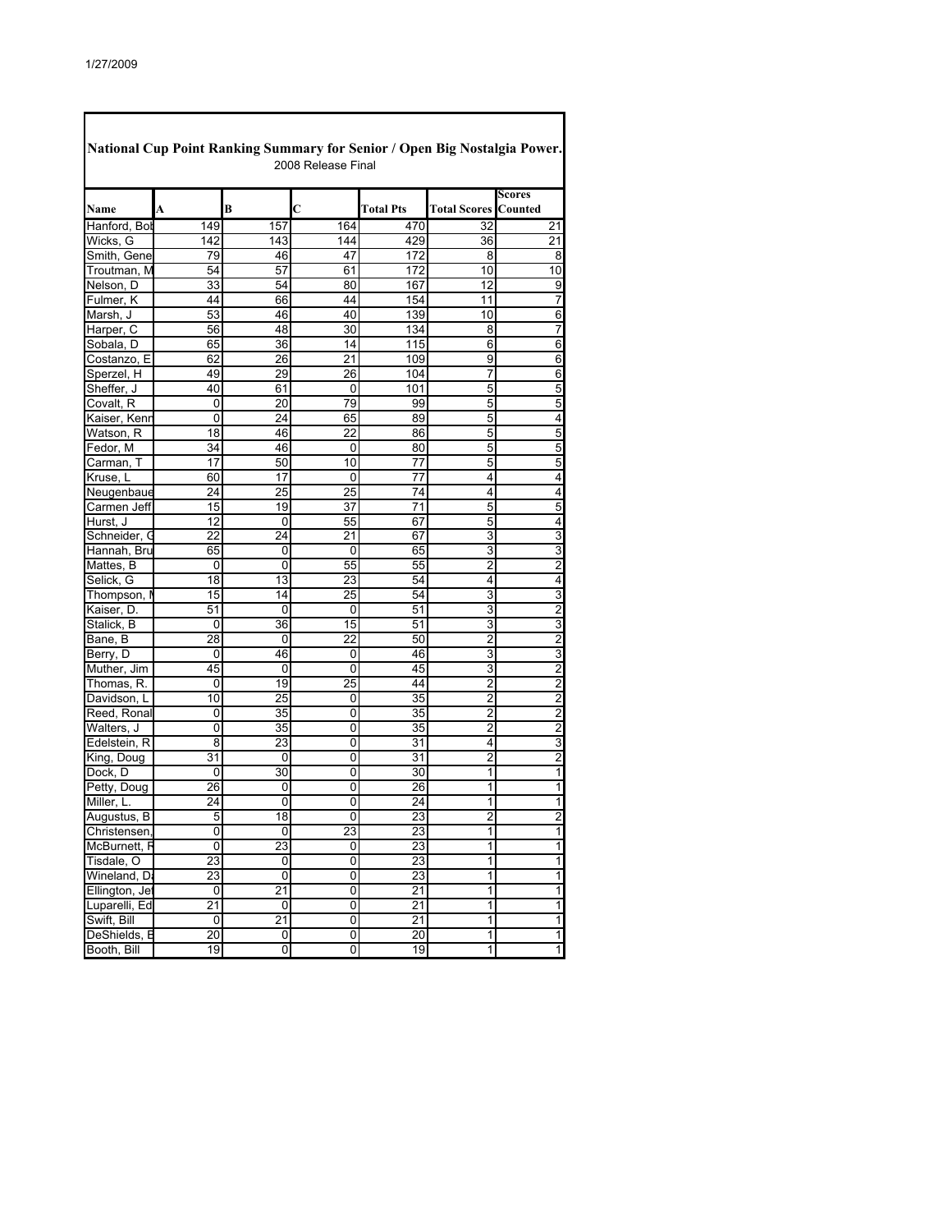1/27/2009

## National Cup Point Ranking Summary for Senior / Open Big Nostalgia Power.

2008 Release Final

| Name | A | B | C | Total Pts | Total Scores | Scores Counted |
|---|---|---|---|---|---|---|
| Hanford, Bob | 149 | 157 | 164 | 470 | 32 | 21 |
| Wicks, G | 142 | 143 | 144 | 429 | 36 | 21 |
| Smith, Gene | 79 | 46 | 47 | 172 | 8 | 8 |
| Troutman, M | 54 | 57 | 61 | 172 | 10 | 10 |
| Nelson, D | 33 | 54 | 80 | 167 | 12 | 9 |
| Fulmer, K | 44 | 66 | 44 | 154 | 11 | 7 |
| Marsh, J | 53 | 46 | 40 | 139 | 10 | 6 |
| Harper, C | 56 | 48 | 30 | 134 | 8 | 7 |
| Sobala, D | 65 | 36 | 14 | 115 | 6 | 6 |
| Costanzo, E | 62 | 26 | 21 | 109 | 9 | 6 |
| Sperzel, H | 49 | 29 | 26 | 104 | 7 | 6 |
| Sheffer, J | 40 | 61 | 0 | 101 | 5 | 5 |
| Covalt, R | 0 | 20 | 79 | 99 | 5 | 5 |
| Kaiser, Kenn | 0 | 24 | 65 | 89 | 5 | 4 |
| Watson, R | 18 | 46 | 22 | 86 | 5 | 5 |
| Fedor, M | 34 | 46 | 0 | 80 | 5 | 5 |
| Carman, T | 17 | 50 | 10 | 77 | 5 | 5 |
| Kruse, L | 60 | 17 | 0 | 77 | 4 | 4 |
| Neugenbaue | 24 | 25 | 25 | 74 | 4 | 4 |
| Carmen Jeff | 15 | 19 | 37 | 71 | 5 | 5 |
| Hurst, J | 12 | 0 | 55 | 67 | 5 | 4 |
| Schneider, G | 22 | 24 | 21 | 67 | 3 | 3 |
| Hannah, Bru | 65 | 0 | 0 | 65 | 3 | 3 |
| Mattes, B | 0 | 0 | 55 | 55 | 2 | 2 |
| Selick, G | 18 | 13 | 23 | 54 | 4 | 4 |
| Thompson, M | 15 | 14 | 25 | 54 | 3 | 3 |
| Kaiser, D. | 51 | 0 | 0 | 51 | 3 | 2 |
| Stalick, B | 0 | 36 | 15 | 51 | 3 | 3 |
| Bane, B | 28 | 0 | 22 | 50 | 2 | 2 |
| Berry, D | 0 | 46 | 0 | 46 | 3 | 3 |
| Muther, Jim | 45 | 0 | 0 | 45 | 3 | 2 |
| Thomas, R. | 0 | 19 | 25 | 44 | 2 | 2 |
| Davidson, L | 10 | 25 | 0 | 35 | 2 | 2 |
| Reed, Ronal | 0 | 35 | 0 | 35 | 2 | 2 |
| Walters, J | 0 | 35 | 0 | 35 | 2 | 2 |
| Edelstein, R | 8 | 23 | 0 | 31 | 4 | 3 |
| King, Doug | 31 | 0 | 0 | 31 | 2 | 2 |
| Dock, D | 0 | 30 | 0 | 30 | 1 | 1 |
| Petty, Doug | 26 | 0 | 0 | 26 | 1 | 1 |
| Miller, L. | 24 | 0 | 0 | 24 | 1 | 1 |
| Augustus, B | 5 | 18 | 0 | 23 | 2 | 2 |
| Christensen, | 0 | 0 | 23 | 23 | 1 | 1 |
| McBurnett, R | 0 | 23 | 0 | 23 | 1 | 1 |
| Tisdale, O | 23 | 0 | 0 | 23 | 1 | 1 |
| Wineland, D | 23 | 0 | 0 | 23 | 1 | 1 |
| Ellington, Jef | 0 | 21 | 0 | 21 | 1 | 1 |
| Luparelli, Ed | 21 | 0 | 0 | 21 | 1 | 1 |
| Swift, Bill | 0 | 21 | 0 | 21 | 1 | 1 |
| DeShields, B | 20 | 0 | 0 | 20 | 1 | 1 |
| Booth, Bill | 19 | 0 | 0 | 19 | 1 | 1 |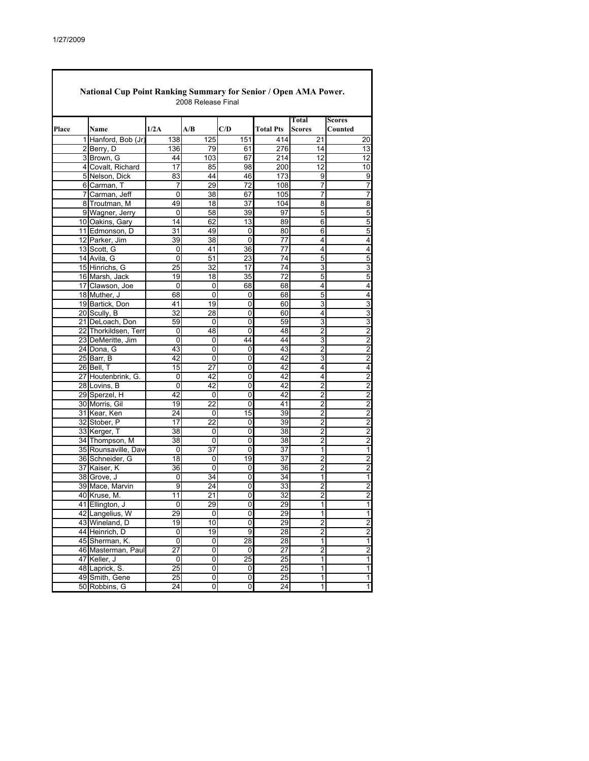**National Cup Point Ranking Summary for Senior / Open AMA Power.**

2008 Release Final

| Place | Name | 1/2A | A/B | C/D | Total Pts | Total Scores | Scores Counted |
|---|---|---|---|---|---|---|---|
| 1 | Hanford, Bob (Jr) | 138 | 125 | 151 | 414 | 21 | 20 |
| 2 | Berry, D | 136 | 79 | 61 | 276 | 14 | 13 |
| 3 | Brown, G | 44 | 103 | 67 | 214 | 12 | 12 |
| 4 | Covalt, Richard | 17 | 85 | 98 | 200 | 12 | 10 |
| 5 | Nelson, Dick | 83 | 44 | 46 | 173 | 9 | 9 |
| 6 | Carman, T | 7 | 29 | 72 | 108 | 7 | 7 |
| 7 | Carman, Jeff | 0 | 38 | 67 | 105 | 7 | 7 |
| 8 | Troutman, M | 49 | 18 | 37 | 104 | 8 | 8 |
| 9 | Wagner, Jerry | 0 | 58 | 39 | 97 | 5 | 5 |
| 10 | Oakins, Gary | 14 | 62 | 13 | 89 | 6 | 5 |
| 11 | Edmonson, D | 31 | 49 | 0 | 80 | 6 | 5 |
| 12 | Parker, Jim | 39 | 38 | 0 | 77 | 4 | 4 |
| 13 | Scott, G | 0 | 41 | 36 | 77 | 4 | 4 |
| 14 | Avila, G | 0 | 51 | 23 | 74 | 5 | 5 |
| 15 | Hinrichs, G | 25 | 32 | 17 | 74 | 3 | 3 |
| 16 | Marsh, Jack | 19 | 18 | 35 | 72 | 5 | 5 |
| 17 | Clawson, Joe | 0 | 0 | 68 | 68 | 4 | 4 |
| 18 | Muther, J | 68 | 0 | 0 | 68 | 5 | 4 |
| 19 | Bartick, Don | 41 | 19 | 0 | 60 | 3 | 3 |
| 20 | Scully, B | 32 | 28 | 0 | 60 | 4 | 3 |
| 21 | DeLoach, Don | 59 | 0 | 0 | 59 | 3 | 3 |
| 22 | Thorkildsen, Terr | 0 | 48 | 0 | 48 | 2 | 2 |
| 23 | DeMeritte, Jim | 0 | 0 | 44 | 44 | 3 | 2 |
| 24 | Dona, G | 43 | 0 | 0 | 43 | 2 | 2 |
| 25 | Barr, B | 42 | 0 | 0 | 42 | 3 | 2 |
| 26 | Bell, T | 15 | 27 | 0 | 42 | 4 | 4 |
| 27 | Houtenbrink, G. | 0 | 42 | 0 | 42 | 4 | 2 |
| 28 | Lovins, B | 0 | 42 | 0 | 42 | 2 | 2 |
| 29 | Sperzel, H | 42 | 0 | 0 | 42 | 2 | 2 |
| 30 | Morris, Gil | 19 | 22 | 0 | 41 | 2 | 2 |
| 31 | Kear, Ken | 24 | 0 | 15 | 39 | 2 | 2 |
| 32 | Stober, P | 17 | 22 | 0 | 39 | 2 | 2 |
| 33 | Kerger, T | 38 | 0 | 0 | 38 | 2 | 2 |
| 34 | Thompson, M | 38 | 0 | 0 | 38 | 2 | 2 |
| 35 | Rounsaville, Dav | 0 | 37 | 0 | 37 | 1 | 1 |
| 36 | Schneider, G | 18 | 0 | 19 | 37 | 2 | 2 |
| 37 | Kaiser, K | 36 | 0 | 0 | 36 | 2 | 2 |
| 38 | Grove, J | 0 | 34 | 0 | 34 | 1 | 1 |
| 39 | Mace, Marvin | 9 | 24 | 0 | 33 | 2 | 2 |
| 40 | Kruse, M. | 11 | 21 | 0 | 32 | 2 | 2 |
| 41 | Ellington, J | 0 | 29 | 0 | 29 | 1 | 1 |
| 42 | Langelius, W | 29 | 0 | 0 | 29 | 1 | 1 |
| 43 | Wineland, D | 19 | 10 | 0 | 29 | 2 | 2 |
| 44 | Heinrich, D | 0 | 19 | 9 | 28 | 2 | 2 |
| 45 | Sherman, K. | 0 | 0 | 28 | 28 | 1 | 1 |
| 46 | Masterman, Paul | 27 | 0 | 0 | 27 | 2 | 2 |
| 47 | Keller, J | 0 | 0 | 25 | 25 | 1 | 1 |
| 48 | Laprick, S. | 25 | 0 | 0 | 25 | 1 | 1 |
| 49 | Smith, Gene | 25 | 0 | 0 | 25 | 1 | 1 |
| 50 | Robbins, G | 24 | 0 | 0 | 24 | 1 | 1 |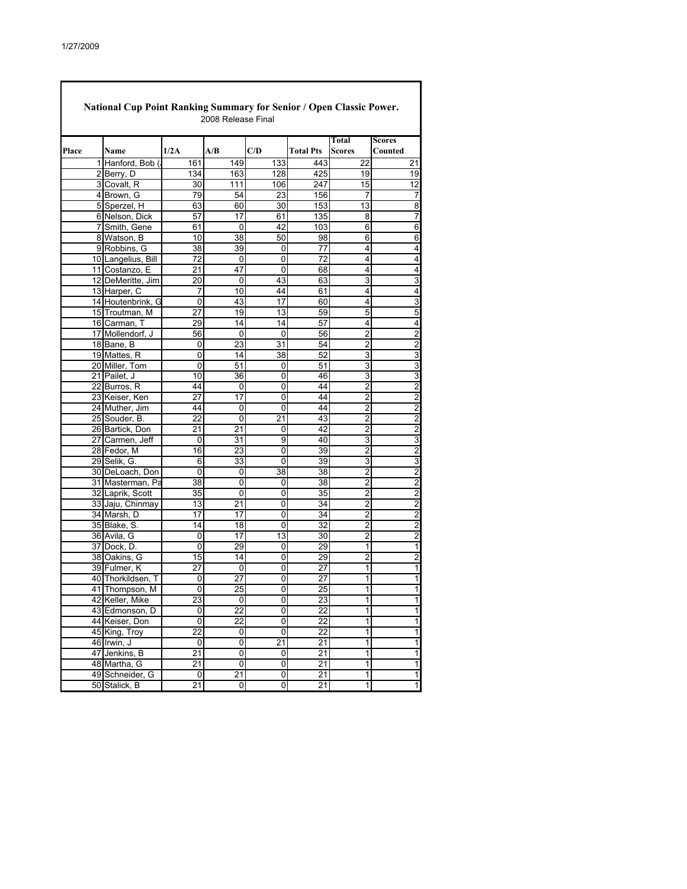## National Cup Point Ranking Summary for Senior / Open Classic Power.

2008 Release Final

| Place | Name | 1/2A | A/B | C/D | Total Pts | Total Scores | Scores Counted |
|---|---|---|---|---|---|---|---|
| 1 | Hanford, Bob ( | 161 | 149 | 133 | 443 | 22 | 21 |
| 2 | Berry, D | 134 | 163 | 128 | 425 | 19 | 19 |
| 3 | Covalt, R | 30 | 111 | 106 | 247 | 15 | 12 |
| 4 | Brown, G | 79 | 54 | 23 | 156 | 7 | 7 |
| 5 | Sperzel, H | 63 | 60 | 30 | 153 | 13 | 8 |
| 6 | Nelson, Dick | 57 | 17 | 61 | 135 | 8 | 7 |
| 7 | Smith, Gene | 61 | 0 | 42 | 103 | 6 | 6 |
| 8 | Watson, B | 10 | 38 | 50 | 98 | 6 | 6 |
| 9 | Robbins, G | 38 | 39 | 0 | 77 | 4 | 4 |
| 10 | Langelius, Bill | 72 | 0 | 0 | 72 | 4 | 4 |
| 11 | Costanzo, E | 21 | 47 | 0 | 68 | 4 | 4 |
| 12 | DeMeritte, Jim | 20 | 0 | 43 | 63 | 3 | 3 |
| 13 | Harper, C | 7 | 10 | 44 | 61 | 4 | 4 |
| 14 | Houtenbrink, G | 0 | 43 | 17 | 60 | 4 | 3 |
| 15 | Troutman, M | 27 | 19 | 13 | 59 | 5 | 5 |
| 16 | Carman, T | 29 | 14 | 14 | 57 | 4 | 4 |
| 17 | Mollendorf, J | 56 | 0 | 0 | 56 | 2 | 2 |
| 18 | Bane, B | 0 | 23 | 31 | 54 | 2 | 2 |
| 19 | Mattes, R | 0 | 14 | 38 | 52 | 3 | 3 |
| 20 | Miller, Tom | 0 | 51 | 0 | 51 | 3 | 3 |
| 21 | Pailet, J | 10 | 36 | 0 | 46 | 3 | 3 |
| 22 | Burros, R | 44 | 0 | 0 | 44 | 2 | 2 |
| 23 | Keiser, Ken | 27 | 17 | 0 | 44 | 2 | 2 |
| 24 | Muther, Jim | 44 | 0 | 0 | 44 | 2 | 2 |
| 25 | Souder, B. | 22 | 0 | 21 | 43 | 2 | 2 |
| 26 | Bartick, Don | 21 | 21 | 0 | 42 | 2 | 2 |
| 27 | Carmen, Jeff | 0 | 31 | 9 | 40 | 3 | 3 |
| 28 | Fedor, M | 16 | 23 | 0 | 39 | 2 | 2 |
| 29 | Selik, G. | 6 | 33 | 0 | 39 | 3 | 3 |
| 30 | DeLoach, Don | 0 | 0 | 38 | 38 | 2 | 2 |
| 31 | Masterman, Pa | 38 | 0 | 0 | 38 | 2 | 2 |
| 32 | Laprik, Scott | 35 | 0 | 0 | 35 | 2 | 2 |
| 33 | Jaju, Chinmay | 13 | 21 | 0 | 34 | 2 | 2 |
| 34 | Marsh, D | 17 | 17 | 0 | 34 | 2 | 2 |
| 35 | Blake, S. | 14 | 18 | 0 | 32 | 2 | 2 |
| 36 | Avila, G | 0 | 17 | 13 | 30 | 2 | 2 |
| 37 | Dock, D. | 0 | 29 | 0 | 29 | 1 | 1 |
| 38 | Oakins, G | 15 | 14 | 0 | 29 | 2 | 2 |
| 39 | Fulmer, K | 27 | 0 | 0 | 27 | 1 | 1 |
| 40 | Thorkildsen, T | 0 | 27 | 0 | 27 | 1 | 1 |
| 41 | Thompson, M | 0 | 25 | 0 | 25 | 1 | 1 |
| 42 | Keller, Mike | 23 | 0 | 0 | 23 | 1 | 1 |
| 43 | Edmonson, D | 0 | 22 | 0 | 22 | 1 | 1 |
| 44 | Keiser, Don | 0 | 22 | 0 | 22 | 1 | 1 |
| 45 | King, Troy | 22 | 0 | 0 | 22 | 1 | 1 |
| 46 | Irwin, J | 0 | 0 | 21 | 21 | 1 | 1 |
| 47 | Jenkins, B | 21 | 0 | 0 | 21 | 1 | 1 |
| 48 | Martha, G | 21 | 0 | 0 | 21 | 1 | 1 |
| 49 | Schneider, G | 0 | 21 | 0 | 21 | 1 | 1 |
| 50 | Stalick, B | 21 | 0 | 0 | 21 | 1 | 1 |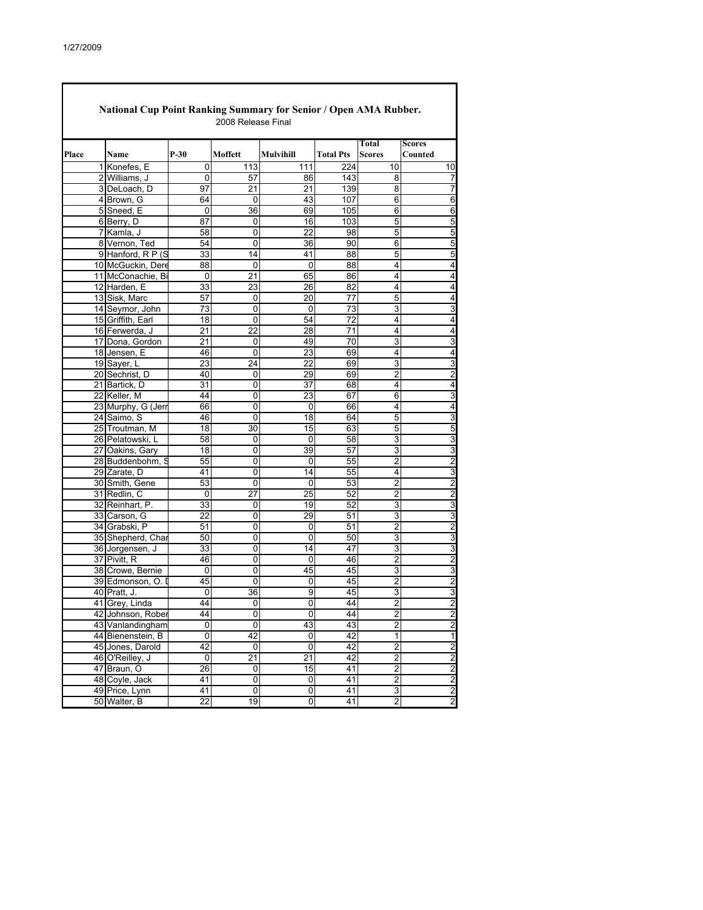## National Cup Point Ranking Summary for Senior / Open AMA Rubber.

2008 Release Final

| Place | Name | P-30 | Moffett | Mulvihill | Total Pts | Total Scores | Scores Counted |
|---|---|---|---|---|---|---|---|
| 1 | Konefes, E | 0 | 113 | 111 | 224 | 10 | 10 |
| 2 | Williams, J | 0 | 57 | 86 | 143 | 8 | 7 |
| 3 | DeLoach, D | 97 | 21 | 21 | 139 | 8 | 7 |
| 4 | Brown, G | 64 | 0 | 43 | 107 | 6 | 6 |
| 5 | Sneed, E | 0 | 36 | 69 | 105 | 6 | 6 |
| 6 | Berry, D | 87 | 0 | 16 | 103 | 5 | 5 |
| 7 | Kamla, J | 58 | 0 | 22 | 98 | 5 | 5 |
| 8 | Vernon, Ted | 54 | 0 | 36 | 90 | 6 | 5 |
| 9 | Hanford, R P (S | 33 | 14 | 41 | 88 | 5 | 5 |
| 10 | McGuckin, Dere | 88 | 0 | 0 | 88 | 4 | 4 |
| 11 | McConachie, Bi | 0 | 21 | 65 | 86 | 4 | 4 |
| 12 | Harden, E | 33 | 23 | 26 | 82 | 4 | 4 |
| 13 | Sisk, Marc | 57 | 0 | 20 | 77 | 5 | 4 |
| 14 | Seymor, John | 73 | 0 | 0 | 73 | 3 | 3 |
| 15 | Griffith, Earl | 18 | 0 | 54 | 72 | 4 | 4 |
| 16 | Ferwerda, J | 21 | 22 | 28 | 71 | 4 | 4 |
| 17 | Dona, Gordon | 21 | 0 | 49 | 70 | 3 | 3 |
| 18 | Jensen, E | 46 | 0 | 23 | 69 | 4 | 4 |
| 19 | Sayer, L | 23 | 24 | 22 | 69 | 3 | 3 |
| 20 | Sechrist, D | 40 | 0 | 29 | 69 | 2 | 2 |
| 21 | Bartick, D | 31 | 0 | 37 | 68 | 4 | 4 |
| 22 | Keller, M | 44 | 0 | 23 | 67 | 6 | 3 |
| 23 | Murphy, G (Jerr | 66 | 0 | 0 | 66 | 4 | 4 |
| 24 | Saimo, S | 46 | 0 | 18 | 64 | 5 | 3 |
| 25 | Troutman, M | 18 | 30 | 15 | 63 | 5 | 5 |
| 26 | Pelatowski, L | 58 | 0 | 0 | 58 | 3 | 3 |
| 27 | Oakins, Gary | 18 | 0 | 39 | 57 | 3 | 3 |
| 28 | Buddenbohm, S | 55 | 0 | 0 | 55 | 2 | 2 |
| 29 | Zarate, D | 41 | 0 | 14 | 55 | 4 | 3 |
| 30 | Smith, Gene | 53 | 0 | 0 | 53 | 2 | 2 |
| 31 | Redlin, C | 0 | 27 | 25 | 52 | 2 | 2 |
| 32 | Reinhart, P. | 33 | 0 | 19 | 52 | 3 | 3 |
| 33 | Carson, G | 22 | 0 | 29 | 51 | 3 | 3 |
| 34 | Grabski, P | 51 | 0 | 0 | 51 | 2 | 2 |
| 35 | Shepherd, Char | 50 | 0 | 0 | 50 | 3 | 3 |
| 36 | Jorgensen, J | 33 | 0 | 14 | 47 | 3 | 3 |
| 37 | Pivitt, R | 46 | 0 | 0 | 46 | 2 | 2 |
| 38 | Crowe, Bernie | 0 | 0 | 45 | 45 | 3 | 3 |
| 39 | Edmonson, O. D | 45 | 0 | 0 | 45 | 2 | 2 |
| 40 | Pratt, J. | 0 | 36 | 9 | 45 | 3 | 3 |
| 41 | Grey, Linda | 44 | 0 | 0 | 44 | 2 | 2 |
| 42 | Johnson, Rober | 44 | 0 | 0 | 44 | 2 | 2 |
| 43 | Vanlandingham | 0 | 0 | 43 | 43 | 2 | 2 |
| 44 | Bienenstein, B | 0 | 42 | 0 | 42 | 1 | 1 |
| 45 | Jones, Darold | 42 | 0 | 0 | 42 | 2 | 2 |
| 46 | O'Reilley, J | 0 | 21 | 21 | 42 | 2 | 2 |
| 47 | Braun, O | 26 | 0 | 15 | 41 | 2 | 2 |
| 48 | Coyle, Jack | 41 | 0 | 0 | 41 | 2 | 2 |
| 49 | Price, Lynn | 41 | 0 | 0 | 41 | 3 | 2 |
| 50 | Walter, B | 22 | 19 | 0 | 41 | 2 | 2 |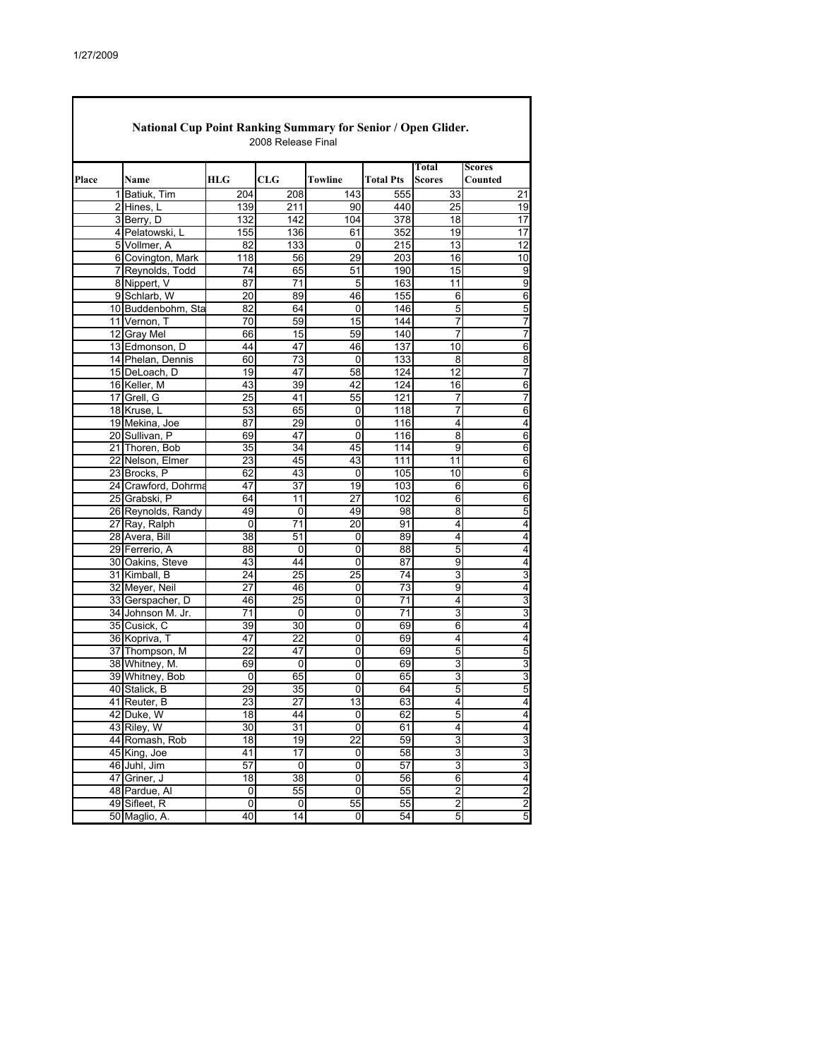1/27/2009

## National Cup Point Ranking Summary for Senior / Open Glider.

2008 Release Final

| Place | Name | HLG | CLG | Towline | Total Pts | Total Scores | Scores Counted |
|---|---|---|---|---|---|---|---|
| 1 | Batiuk, Tim | 204 | 208 | 143 | 555 | 33 | 21 |
| 2 | Hines, L | 139 | 211 | 90 | 440 | 25 | 19 |
| 3 | Berry, D | 132 | 142 | 104 | 378 | 18 | 17 |
| 4 | Pelatowski, L | 155 | 136 | 61 | 352 | 19 | 17 |
| 5 | Vollmer, A | 82 | 133 | 0 | 215 | 13 | 12 |
| 6 | Covington, Mark | 118 | 56 | 29 | 203 | 16 | 10 |
| 7 | Reynolds, Todd | 74 | 65 | 51 | 190 | 15 | 9 |
| 8 | Nippert, V | 87 | 71 | 5 | 163 | 11 | 9 |
| 9 | Schlarb, W | 20 | 89 | 46 | 155 | 6 | 6 |
| 10 | Buddenbohm, Sta | 82 | 64 | 0 | 146 | 5 | 5 |
| 11 | Vernon, T | 70 | 59 | 15 | 144 | 7 | 7 |
| 12 | Gray Mel | 66 | 15 | 59 | 140 | 7 | 7 |
| 13 | Edmonson, D | 44 | 47 | 46 | 137 | 10 | 6 |
| 14 | Phelan, Dennis | 60 | 73 | 0 | 133 | 8 | 8 |
| 15 | DeLoach, D | 19 | 47 | 58 | 124 | 12 | 7 |
| 16 | Keller, M | 43 | 39 | 42 | 124 | 16 | 6 |
| 17 | Grell, G | 25 | 41 | 55 | 121 | 7 | 7 |
| 18 | Kruse, L | 53 | 65 | 0 | 118 | 7 | 6 |
| 19 | Mekina, Joe | 87 | 29 | 0 | 116 | 4 | 4 |
| 20 | Sullivan, P | 69 | 47 | 0 | 116 | 8 | 6 |
| 21 | Thoren, Bob | 35 | 34 | 45 | 114 | 9 | 6 |
| 22 | Nelson, Elmer | 23 | 45 | 43 | 111 | 11 | 6 |
| 23 | Brocks, P | 62 | 43 | 0 | 105 | 10 | 6 |
| 24 | Crawford, Dohrma | 47 | 37 | 19 | 103 | 6 | 6 |
| 25 | Grabski, P | 64 | 11 | 27 | 102 | 6 | 6 |
| 26 | Reynolds, Randy | 49 | 0 | 49 | 98 | 8 | 5 |
| 27 | Ray, Ralph | 0 | 71 | 20 | 91 | 4 | 4 |
| 28 | Avera, Bill | 38 | 51 | 0 | 89 | 4 | 4 |
| 29 | Ferrerio, A | 88 | 0 | 0 | 88 | 5 | 4 |
| 30 | Oakins, Steve | 43 | 44 | 0 | 87 | 9 | 4 |
| 31 | Kimball, B | 24 | 25 | 25 | 74 | 3 | 3 |
| 32 | Meyer, Neil | 27 | 46 | 0 | 73 | 9 | 4 |
| 33 | Gerspacher, D | 46 | 25 | 0 | 71 | 4 | 3 |
| 34 | Johnson M. Jr. | 71 | 0 | 0 | 71 | 3 | 3 |
| 35 | Cusick, C | 39 | 30 | 0 | 69 | 6 | 4 |
| 36 | Kopriva, T | 47 | 22 | 0 | 69 | 4 | 4 |
| 37 | Thompson, M | 22 | 47 | 0 | 69 | 5 | 5 |
| 38 | Whitney, M. | 69 | 0 | 0 | 69 | 3 | 3 |
| 39 | Whitney, Bob | 0 | 65 | 0 | 65 | 3 | 3 |
| 40 | Stalick, B | 29 | 35 | 0 | 64 | 5 | 5 |
| 41 | Reuter, B | 23 | 27 | 13 | 63 | 4 | 4 |
| 42 | Duke, W | 18 | 44 | 0 | 62 | 5 | 4 |
| 43 | Riley, W | 30 | 31 | 0 | 61 | 4 | 4 |
| 44 | Romash, Rob | 18 | 19 | 22 | 59 | 3 | 3 |
| 45 | King, Joe | 41 | 17 | 0 | 58 | 3 | 3 |
| 46 | Juhl, Jim | 57 | 0 | 0 | 57 | 3 | 3 |
| 47 | Griner, J | 18 | 38 | 0 | 56 | 6 | 4 |
| 48 | Pardue, Al | 0 | 55 | 0 | 55 | 2 | 2 |
| 49 | Sifleet, R | 0 | 0 | 55 | 55 | 2 | 2 |
| 50 | Maglio, A. | 40 | 14 | 0 | 54 | 5 | 5 |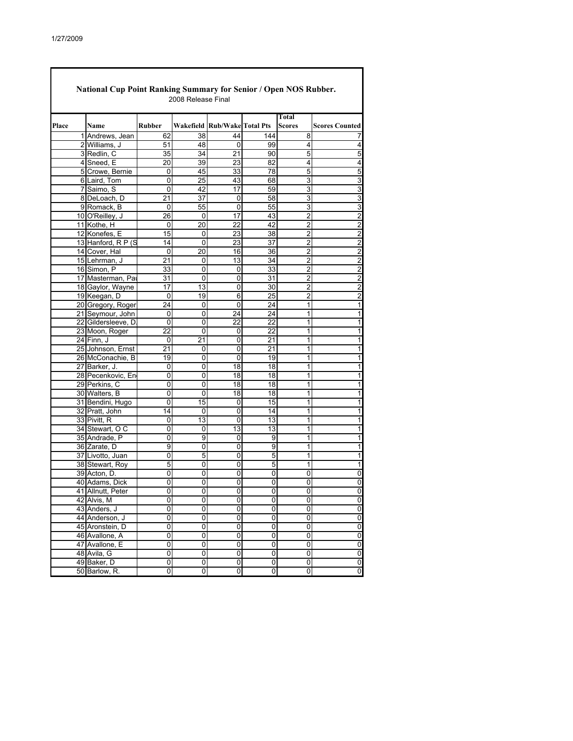1/27/2009

## National Cup Point Ranking Summary for Senior / Open NOS Rubber.

2008 Release Final

| Place | Name | Rubber | Wakefield | Rub/Wake | Total Pts | Total Scores | Scores Counted |
|---|---|---|---|---|---|---|---|
| 1 | Andrews, Jean | 62 | 38 | 44 | 144 | 8 | 7 |
| 2 | Williams, J | 51 | 48 | 0 | 99 | 4 | 4 |
| 3 | Redlin, C | 35 | 34 | 21 | 90 | 5 | 5 |
| 4 | Sneed, E | 20 | 39 | 23 | 82 | 4 | 4 |
| 5 | Crowe, Bernie | 0 | 45 | 33 | 78 | 5 | 5 |
| 6 | Laird, Tom | 0 | 25 | 43 | 68 | 3 | 3 |
| 7 | Saimo, S | 0 | 42 | 17 | 59 | 3 | 3 |
| 8 | DeLoach, D | 21 | 37 | 0 | 58 | 3 | 3 |
| 9 | Romack, B | 0 | 55 | 0 | 55 | 3 | 3 |
| 10 | O'Reilley, J | 26 | 0 | 17 | 43 | 2 | 2 |
| 11 | Kothe, H | 0 | 20 | 22 | 42 | 2 | 2 |
| 12 | Konefes, E | 15 | 0 | 23 | 38 | 2 | 2 |
| 13 | Hanford, R P (S | 14 | 0 | 23 | 37 | 2 | 2 |
| 14 | Cover, Hal | 0 | 20 | 16 | 36 | 2 | 2 |
| 15 | Lehrman, J | 21 | 0 | 13 | 34 | 2 | 2 |
| 16 | Simon, P | 33 | 0 | 0 | 33 | 2 | 2 |
| 17 | Masterman, Pau | 31 | 0 | 0 | 31 | 2 | 2 |
| 18 | Gaylor, Wayne | 17 | 13 | 0 | 30 | 2 | 2 |
| 19 | Keegan, D | 0 | 19 | 6 | 25 | 2 | 2 |
| 20 | Gregory, Roger | 24 | 0 | 0 | 24 | 1 | 1 |
| 21 | Seymour, John | 0 | 0 | 24 | 24 | 1 | 1 |
| 22 | Gildersleeve, D. | 0 | 0 | 22 | 22 | 1 | 1 |
| 23 | Moon, Roger | 22 | 0 | 0 | 22 | 1 | 1 |
| 24 | Finn, J | 0 | 21 | 0 | 21 | 1 | 1 |
| 25 | Johnson, Ernst | 21 | 0 | 0 | 21 | 1 | 1 |
| 26 | McConachie, B | 19 | 0 | 0 | 19 | 1 | 1 |
| 27 | Barker, J. | 0 | 0 | 18 | 18 | 1 | 1 |
| 28 | Pecenkovic, En | 0 | 0 | 18 | 18 | 1 | 1 |
| 29 | Perkins, C | 0 | 0 | 18 | 18 | 1 | 1 |
| 30 | Walters, B | 0 | 0 | 18 | 18 | 1 | 1 |
| 31 | Bendini, Hugo | 0 | 15 | 0 | 15 | 1 | 1 |
| 32 | Pratt, John | 14 | 0 | 0 | 14 | 1 | 1 |
| 33 | Pivitt, R | 0 | 13 | 0 | 13 | 1 | 1 |
| 34 | Stewart, O C | 0 | 0 | 13 | 13 | 1 | 1 |
| 35 | Andrade, P | 0 | 9 | 0 | 9 | 1 | 1 |
| 36 | Zarate, D | 9 | 0 | 0 | 9 | 1 | 1 |
| 37 | Livotto, Juan | 0 | 5 | 0 | 5 | 1 | 1 |
| 38 | Stewart, Roy | 5 | 0 | 0 | 5 | 1 | 1 |
| 39 | Acton, D. | 0 | 0 | 0 | 0 | 0 | 0 |
| 40 | Adams, Dick | 0 | 0 | 0 | 0 | 0 | 0 |
| 41 | Allnutt, Peter | 0 | 0 | 0 | 0 | 0 | 0 |
| 42 | Alvis, M | 0 | 0 | 0 | 0 | 0 | 0 |
| 43 | Anders, J | 0 | 0 | 0 | 0 | 0 | 0 |
| 44 | Anderson, J | 0 | 0 | 0 | 0 | 0 | 0 |
| 45 | Aronstein, D | 0 | 0 | 0 | 0 | 0 | 0 |
| 46 | Avallone, A | 0 | 0 | 0 | 0 | 0 | 0 |
| 47 | Avallone, E | 0 | 0 | 0 | 0 | 0 | 0 |
| 48 | Avila, G | 0 | 0 | 0 | 0 | 0 | 0 |
| 49 | Baker, D | 0 | 0 | 0 | 0 | 0 | 0 |
| 50 | Barlow, R. | 0 | 0 | 0 | 0 | 0 | 0 |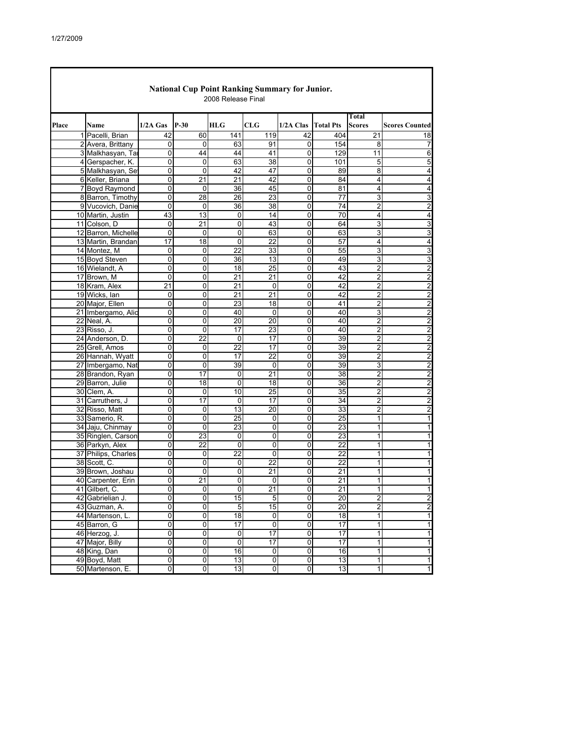1/27/2009

# National Cup Point Ranking Summary for Junior.

2008 Release Final

| Place | Name | 1/2A Gas | P-30 | HLG | CLG | 1/2A Clas | Total Pts | Total Scores | Scores Counted |
|---|---|---|---|---|---|---|---|---|---|
| 1 | Pacelli, Brian | 42 | 60 | 141 | 119 | 42 | 404 | 21 | 18 |
| 2 | Avera, Brittany | 0 | 0 | 63 | 91 | 0 | 154 | 8 | 7 |
| 3 | Malkhasyan, Ta | 0 | 44 | 44 | 41 | 0 | 129 | 11 | 6 |
| 4 | Gerspacher, K. | 0 | 0 | 63 | 38 | 0 | 101 | 5 | 5 |
| 5 | Malkhasyan, Se | 0 | 0 | 42 | 47 | 0 | 89 | 8 | 4 |
| 6 | Keller, Briana | 0 | 21 | 21 | 42 | 0 | 84 | 4 | 4 |
| 7 | Boyd Raymond | 0 | 0 | 36 | 45 | 0 | 81 | 4 | 4 |
| 8 | Barron, Timothy | 0 | 28 | 26 | 23 | 0 | 77 | 3 | 3 |
| 9 | Vucovich, Danie | 0 | 0 | 36 | 38 | 0 | 74 | 2 | 2 |
| 10 | Martin, Justin | 43 | 13 | 0 | 14 | 0 | 70 | 4 | 4 |
| 11 | Colson, D | 0 | 21 | 0 | 43 | 0 | 64 | 3 | 3 |
| 12 | Barron, Michelle | 0 | 0 | 0 | 63 | 0 | 63 | 3 | 3 |
| 13 | Martin, Brandan | 17 | 18 | 0 | 22 | 0 | 57 | 4 | 4 |
| 14 | Montez, M | 0 | 0 | 22 | 33 | 0 | 55 | 3 | 3 |
| 15 | Boyd Steven | 0 | 0 | 36 | 13 | 0 | 49 | 3 | 3 |
| 16 | Wielandt, A | 0 | 0 | 18 | 25 | 0 | 43 | 2 | 2 |
| 17 | Brown, M | 0 | 0 | 21 | 21 | 0 | 42 | 2 | 2 |
| 18 | Kram, Alex | 21 | 0 | 21 | 0 | 0 | 42 | 2 | 2 |
| 19 | Wicks, Ian | 0 | 0 | 21 | 21 | 0 | 42 | 2 | 2 |
| 20 | Major, Ellen | 0 | 0 | 23 | 18 | 0 | 41 | 2 | 2 |
| 21 | Imbergamo, Alic | 0 | 0 | 40 | 0 | 0 | 40 | 3 | 2 |
| 22 | Neal, A. | 0 | 0 | 20 | 20 | 0 | 40 | 2 | 2 |
| 23 | Risso, J. | 0 | 0 | 17 | 23 | 0 | 40 | 2 | 2 |
| 24 | Anderson, D. | 0 | 22 | 0 | 17 | 0 | 39 | 2 | 2 |
| 25 | Grell, Amos | 0 | 0 | 22 | 17 | 0 | 39 | 2 | 2 |
| 26 | Hannah, Wyatt | 0 | 0 | 17 | 22 | 0 | 39 | 2 | 2 |
| 27 | Imbergamo, Nat | 0 | 0 | 39 | 0 | 0 | 39 | 3 | 2 |
| 28 | Brandon, Ryan | 0 | 17 | 0 | 21 | 0 | 38 | 2 | 2 |
| 29 | Barron, Julie | 0 | 18 | 0 | 18 | 0 | 36 | 2 | 2 |
| 30 | Clem, A. | 0 | 0 | 10 | 25 | 0 | 35 | 2 | 2 |
| 31 | Carruthers, J | 0 | 17 | 0 | 17 | 0 | 34 | 2 | 2 |
| 32 | Risso, Matt | 0 | 0 | 13 | 20 | 0 | 33 | 2 | 2 |
| 33 | Samerio, R. | 0 | 0 | 25 | 0 | 0 | 25 | 1 | 1 |
| 34 | Jaju, Chinmay | 0 | 0 | 23 | 0 | 0 | 23 | 1 | 1 |
| 35 | Ringlen, Carson | 0 | 23 | 0 | 0 | 0 | 23 | 1 | 1 |
| 36 | Parkyn, Alex | 0 | 22 | 0 | 0 | 0 | 22 | 1 | 1 |
| 37 | Philips, Charles | 0 | 0 | 22 | 0 | 0 | 22 | 1 | 1 |
| 38 | Scott, C. | 0 | 0 | 0 | 22 | 0 | 22 | 1 | 1 |
| 39 | Brown, Joshau | 0 | 0 | 0 | 21 | 0 | 21 | 1 | 1 |
| 40 | Carpenter, Erin | 0 | 21 | 0 | 0 | 0 | 21 | 1 | 1 |
| 41 | Gilbert, C. | 0 | 0 | 0 | 21 | 0 | 21 | 1 | 1 |
| 42 | Gabrielian J. | 0 | 0 | 15 | 5 | 0 | 20 | 2 | 2 |
| 43 | Guzman, A. | 0 | 0 | 5 | 15 | 0 | 20 | 2 | 2 |
| 44 | Martenson, L. | 0 | 0 | 18 | 0 | 0 | 18 | 1 | 1 |
| 45 | Barron, G | 0 | 0 | 17 | 0 | 0 | 17 | 1 | 1 |
| 46 | Herzog, J. | 0 | 0 | 0 | 17 | 0 | 17 | 1 | 1 |
| 47 | Major, Billy | 0 | 0 | 0 | 17 | 0 | 17 | 1 | 1 |
| 48 | King, Dan | 0 | 0 | 16 | 0 | 0 | 16 | 1 | 1 |
| 49 | Boyd, Matt | 0 | 0 | 13 | 0 | 0 | 13 | 1 | 1 |
| 50 | Martenson, E. | 0 | 0 | 13 | 0 | 0 | 13 | 1 | 1 |